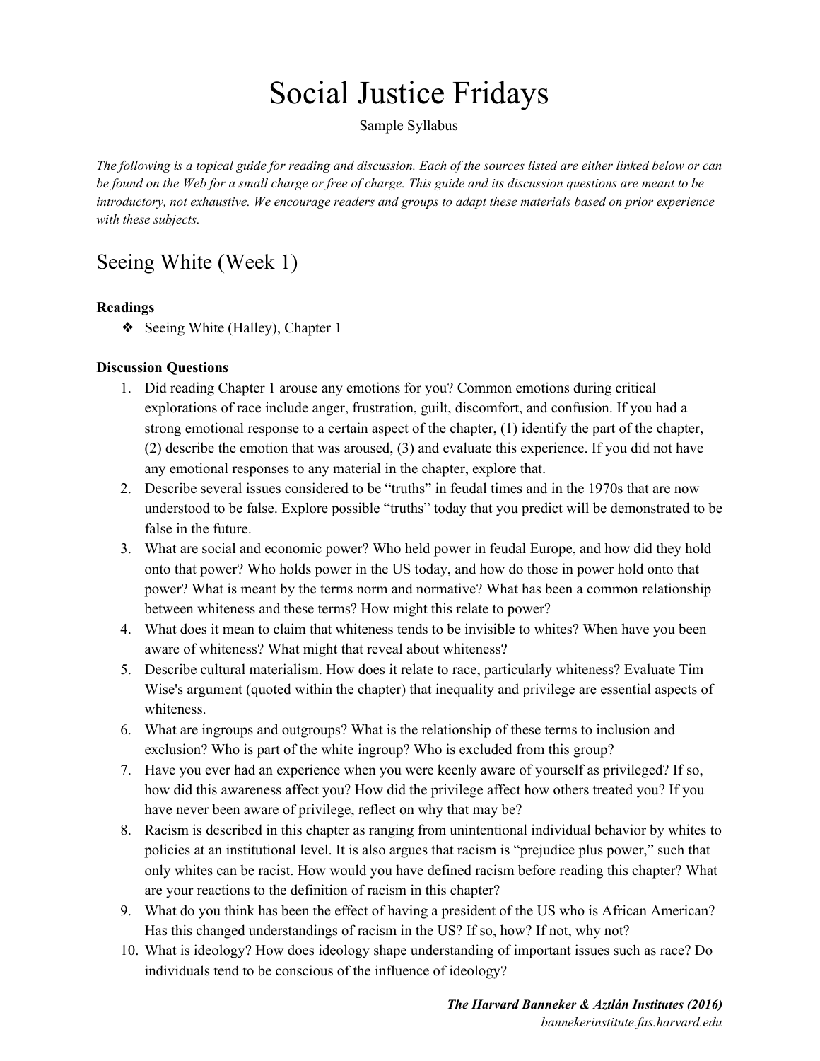# Social Justice Fridays

Sample Syllabus

*The following is a topical guide for reading and discussion. Each of the sources listed are either linked below or can be found on the Web for a small charge or free of charge. This guide and its discussion questions are meant to be introductory, not exhaustive. We encourage readers and groups to adapt these materials based on prior experience with these subjects.*

## Seeing White (Week 1)

**Readings**

- Seeing White (Halley), Chapter 1

**Discussion Questions**

1. Did reading Chapter 1 arouse any emotions for you? Common emotions during critical explorations of race include anger, frustration, guilt, discomfort, and confusion. If you had a strong emotional response to a certain aspect of the chapter, (1) identify the part of the chapter, (2) describe the emotion that was aroused, (3) and evaluate this experience. If you did not have any emotional responses to any material in the chapter, explore that.
2. Describe several issues considered to be "truths" in feudal times and in the 1970s that are now understood to be false. Explore possible "truths" today that you predict will be demonstrated to be false in the future.
3. What are social and economic power? Who held power in feudal Europe, and how did they hold onto that power? Who holds power in the US today, and how do those in power hold onto that power? What is meant by the terms norm and normative? What has been a common relationship between whiteness and these terms? How might this relate to power?
4. What does it mean to claim that whiteness tends to be invisible to whites? When have you been aware of whiteness? What might that reveal about whiteness?
5. Describe cultural materialism. How does it relate to race, particularly whiteness? Evaluate Tim Wise's argument (quoted within the chapter) that inequality and privilege are essential aspects of whiteness.
6. What are ingroups and outgroups? What is the relationship of these terms to inclusion and exclusion? Who is part of the white ingroup? Who is excluded from this group?
7. Have you ever had an experience when you were keenly aware of yourself as privileged? If so, how did this awareness affect you? How did the privilege affect how others treated you? If you have never been aware of privilege, reflect on why that may be?
8. Racism is described in this chapter as ranging from unintentional individual behavior by whites to policies at an institutional level. It is also argues that racism is "prejudice plus power," such that only whites can be racist. How would you have defined racism before reading this chapter? What are your reactions to the definition of racism in this chapter?
9. What do you think has been the effect of having a president of the US who is African American? Has this changed understandings of racism in the US? If so, how? If not, why not?
10. What is ideology? How does ideology shape understanding of important issues such as race? Do individuals tend to be conscious of the influence of ideology?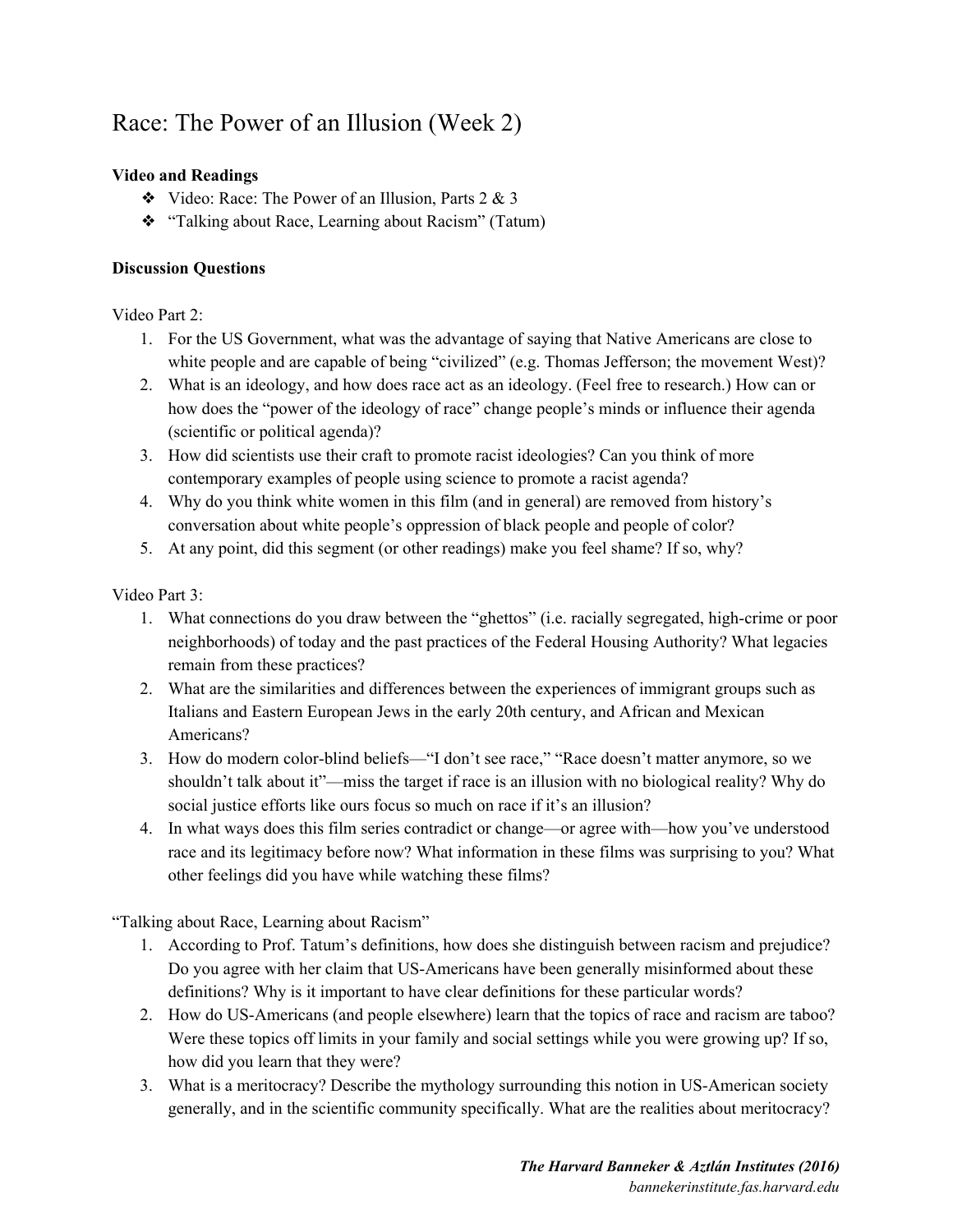# Race: The Power of an Illusion (Week 2)

**Video and Readings**

- Video: Race: The Power of an Illusion, Parts 2 & 3
- "Talking about Race, Learning about Racism" (Tatum)

**Discussion Questions**

Video Part 2:

1. For the US Government, what was the advantage of saying that Native Americans are close to white people and are capable of being "civilized" (e.g. Thomas Jefferson; the movement West)?
2. What is an ideology, and how does race act as an ideology. (Feel free to research.) How can or how does the "power of the ideology of race" change people's minds or influence their agenda (scientific or political agenda)?
3. How did scientists use their craft to promote racist ideologies? Can you think of more contemporary examples of people using science to promote a racist agenda?
4. Why do you think white women in this film (and in general) are removed from history's conversation about white people's oppression of black people and people of color?
5. At any point, did this segment (or other readings) make you feel shame? If so, why?

Video Part 3:

1. What connections do you draw between the "ghettos" (i.e. racially segregated, high-crime or poor neighborhoods) of today and the past practices of the Federal Housing Authority? What legacies remain from these practices?
2. What are the similarities and differences between the experiences of immigrant groups such as Italians and Eastern European Jews in the early 20th century, and African and Mexican Americans?
3. How do modern color-blind beliefs—"I don't see race," "Race doesn't matter anymore, so we shouldn't talk about it"—miss the target if race is an illusion with no biological reality? Why do social justice efforts like ours focus so much on race if it's an illusion?
4. In what ways does this film series contradict or change—or agree with—how you've understood race and its legitimacy before now? What information in these films was surprising to you? What other feelings did you have while watching these films?

"Talking about Race, Learning about Racism"

1. According to Prof. Tatum's definitions, how does she distinguish between racism and prejudice? Do you agree with her claim that US-Americans have been generally misinformed about these definitions? Why is it important to have clear definitions for these particular words?
2. How do US-Americans (and people elsewhere) learn that the topics of race and racism are taboo? Were these topics off limits in your family and social settings while you were growing up? If so, how did you learn that they were?
3. What is a meritocracy? Describe the mythology surrounding this notion in US-American society generally, and in the scientific community specifically. What are the realities about meritocracy?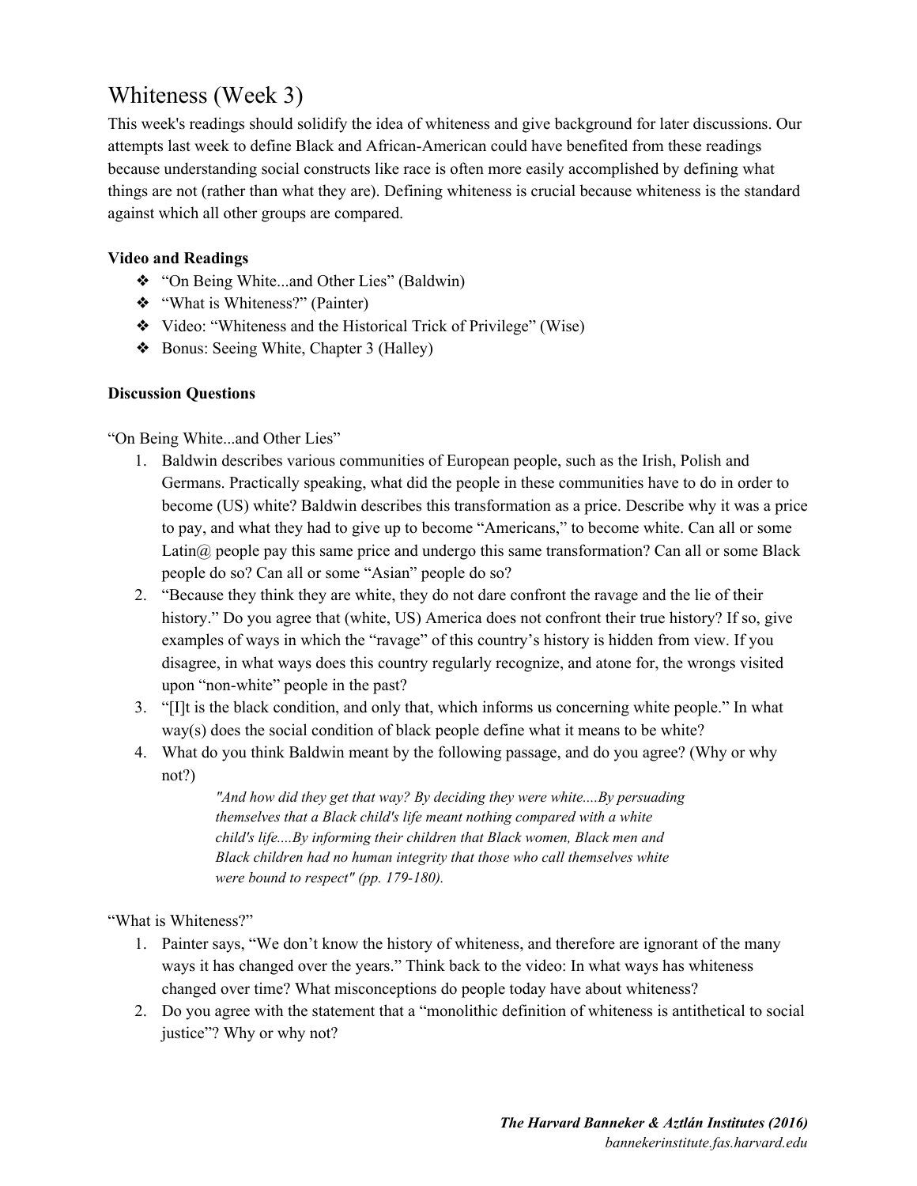# Whiteness (Week 3)

This week's readings should solidify the idea of whiteness and give background for later discussions. Our attempts last week to define Black and African-American could have benefited from these readings because understanding social constructs like race is often more easily accomplished by defining what things are not (rather than what they are). Defining whiteness is crucial because whiteness is the standard against which all other groups are compared.

**Video and Readings**

- "On Being White...and Other Lies" (Baldwin)
- "What is Whiteness?" (Painter)
- Video: "Whiteness and the Historical Trick of Privilege" (Wise)
- Bonus: Seeing White, Chapter 3 (Halley)

**Discussion Questions**

"On Being White...and Other Lies"

1. Baldwin describes various communities of European people, such as the Irish, Polish and Germans. Practically speaking, what did the people in these communities have to do in order to become (US) white? Baldwin describes this transformation as a price. Describe why it was a price to pay, and what they had to give up to become "Americans," to become white. Can all or some Latin@ people pay this same price and undergo this same transformation? Can all or some Black people do so? Can all or some "Asian" people do so?
2. "Because they think they are white, they do not dare confront the ravage and the lie of their history." Do you agree that (white, US) America does not confront their true history? If so, give examples of ways in which the "ravage" of this country's history is hidden from view. If you disagree, in what ways does this country regularly recognize, and atone for, the wrongs visited upon "non-white" people in the past?
3. "[I]t is the black condition, and only that, which informs us concerning white people." In what way(s) does the social condition of black people define what it means to be white?
4. What do you think Baldwin meant by the following passage, and do you agree? (Why or why not?)

   > *"And how did they get that way? By deciding they were white....By persuading themselves that a Black child's life meant nothing compared with a white child's life....By informing their children that Black women, Black men and Black children had no human integrity that those who call themselves white were bound to respect" (pp. 179-180).*

"What is Whiteness?"

1. Painter says, "We don't know the history of whiteness, and therefore are ignorant of the many ways it has changed over the years." Think back to the video: In what ways has whiteness changed over time? What misconceptions do people today have about whiteness?
2. Do you agree with the statement that a "monolithic definition of whiteness is antithetical to social justice"? Why or why not?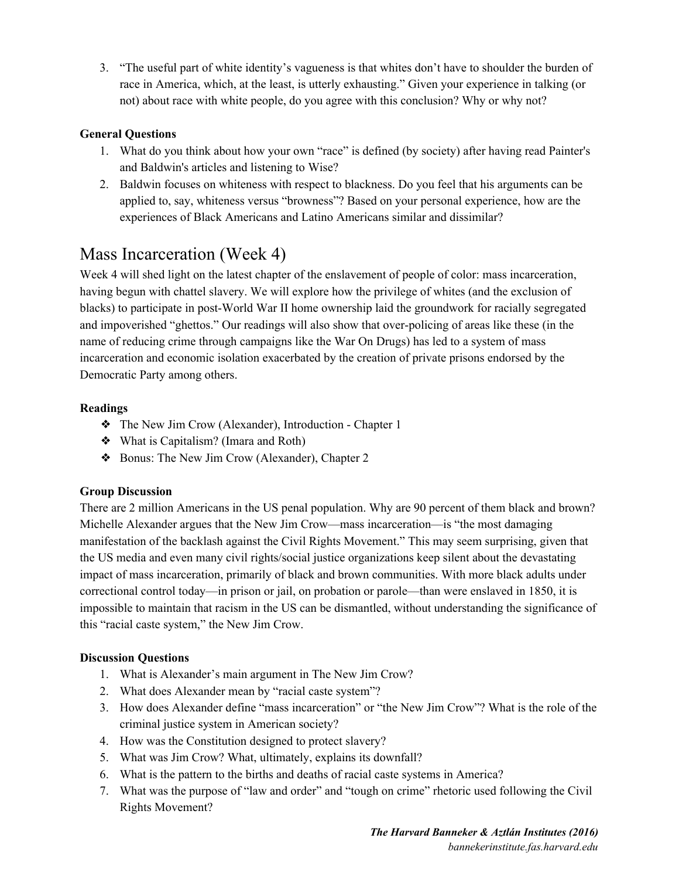3. "The useful part of white identity's vagueness is that whites don't have to shoulder the burden of race in America, which, at the least, is utterly exhausting." Given your experience in talking (or not) about race with white people, do you agree with this conclusion? Why or why not?

**General Questions**

1. What do you think about how your own "race" is defined (by society) after having read Painter's and Baldwin's articles and listening to Wise?
2. Baldwin focuses on whiteness with respect to blackness. Do you feel that his arguments can be applied to, say, whiteness versus "browness"? Based on your personal experience, how are the experiences of Black Americans and Latino Americans similar and dissimilar?

# Mass Incarceration (Week 4)

Week 4 will shed light on the latest chapter of the enslavement of people of color: mass incarceration, having begun with chattel slavery. We will explore how the privilege of whites (and the exclusion of blacks) to participate in post-World War II home ownership laid the groundwork for racially segregated and impoverished "ghettos." Our readings will also show that over-policing of areas like these (in the name of reducing crime through campaigns like the War On Drugs) has led to a system of mass incarceration and economic isolation exacerbated by the creation of private prisons endorsed by the Democratic Party among others.

**Readings**

- The New Jim Crow (Alexander), Introduction - Chapter 1
- What is Capitalism? (Imara and Roth)
- Bonus: The New Jim Crow (Alexander), Chapter 2

**Group Discussion**

There are 2 million Americans in the US penal population. Why are 90 percent of them black and brown? Michelle Alexander argues that the New Jim Crow—mass incarceration—is "the most damaging manifestation of the backlash against the Civil Rights Movement." This may seem surprising, given that the US media and even many civil rights/social justice organizations keep silent about the devastating impact of mass incarceration, primarily of black and brown communities. With more black adults under correctional control today—in prison or jail, on probation or parole—than were enslaved in 1850, it is impossible to maintain that racism in the US can be dismantled, without understanding the significance of this "racial caste system," the New Jim Crow.

**Discussion Questions**

1. What is Alexander's main argument in The New Jim Crow?
2. What does Alexander mean by "racial caste system"?
3. How does Alexander define "mass incarceration" or "the New Jim Crow"? What is the role of the criminal justice system in American society?
4. How was the Constitution designed to protect slavery?
5. What was Jim Crow? What, ultimately, explains its downfall?
6. What is the pattern to the births and deaths of racial caste systems in America?
7. What was the purpose of "law and order" and "tough on crime" rhetoric used following the Civil Rights Movement?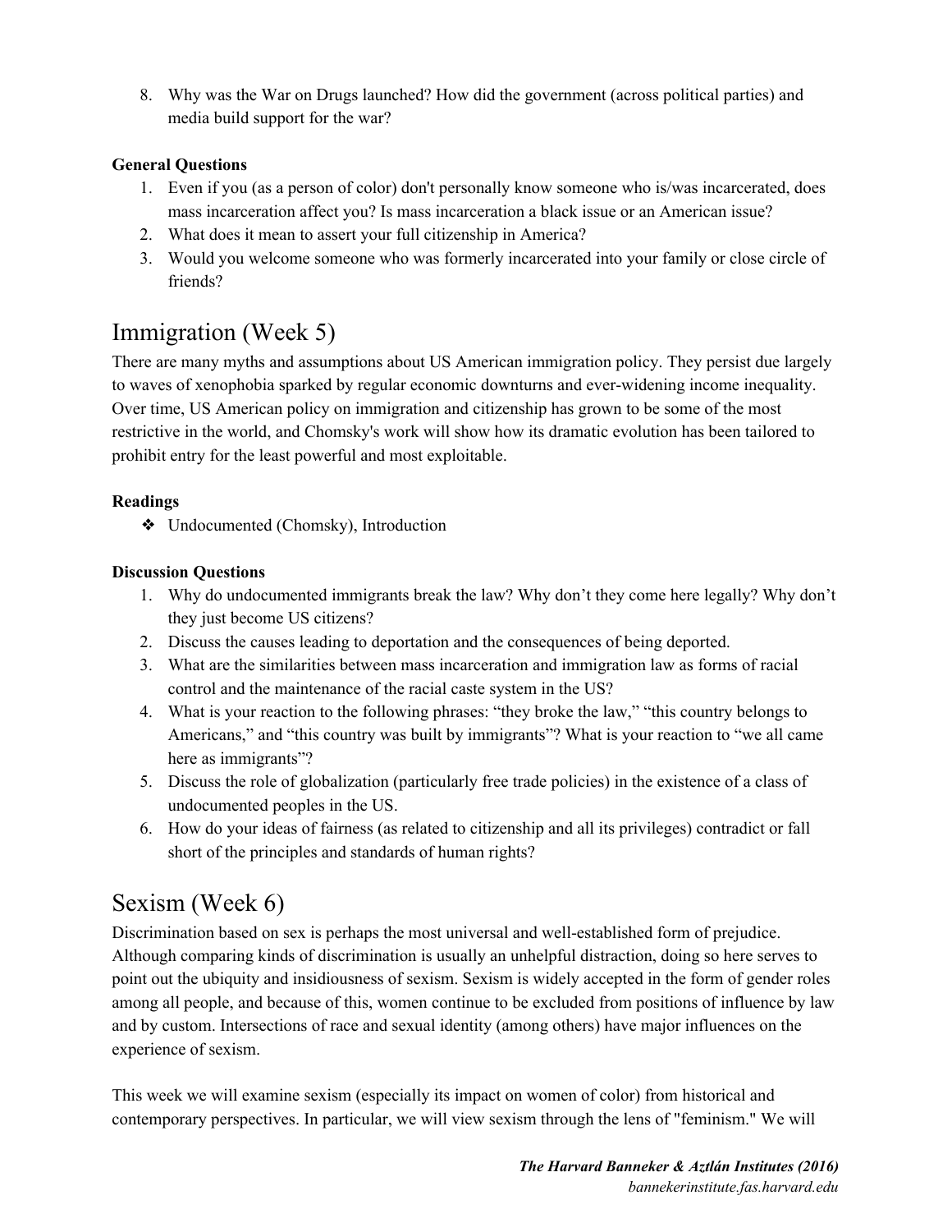8. Why was the War on Drugs launched? How did the government (across political parties) and media build support for the war?

**General Questions**

1. Even if you (as a person of color) don't personally know someone who is/was incarcerated, does mass incarceration affect you? Is mass incarceration a black issue or an American issue?
2. What does it mean to assert your full citizenship in America?
3. Would you welcome someone who was formerly incarcerated into your family or close circle of friends?

## Immigration (Week 5)

There are many myths and assumptions about US American immigration policy. They persist due largely to waves of xenophobia sparked by regular economic downturns and ever-widening income inequality. Over time, US American policy on immigration and citizenship has grown to be some of the most restrictive in the world, and Chomsky's work will show how its dramatic evolution has been tailored to prohibit entry for the least powerful and most exploitable.

**Readings**

- Undocumented (Chomsky), Introduction

**Discussion Questions**

1. Why do undocumented immigrants break the law? Why don't they come here legally? Why don't they just become US citizens?
2. Discuss the causes leading to deportation and the consequences of being deported.
3. What are the similarities between mass incarceration and immigration law as forms of racial control and the maintenance of the racial caste system in the US?
4. What is your reaction to the following phrases: "they broke the law," "this country belongs to Americans," and "this country was built by immigrants"? What is your reaction to "we all came here as immigrants"?
5. Discuss the role of globalization (particularly free trade policies) in the existence of a class of undocumented peoples in the US.
6. How do your ideas of fairness (as related to citizenship and all its privileges) contradict or fall short of the principles and standards of human rights?

## Sexism (Week 6)

Discrimination based on sex is perhaps the most universal and well-established form of prejudice. Although comparing kinds of discrimination is usually an unhelpful distraction, doing so here serves to point out the ubiquity and insidiousness of sexism. Sexism is widely accepted in the form of gender roles among all people, and because of this, women continue to be excluded from positions of influence by law and by custom. Intersections of race and sexual identity (among others) have major influences on the experience of sexism.

This week we will examine sexism (especially its impact on women of color) from historical and contemporary perspectives. In particular, we will view sexism through the lens of "feminism." We will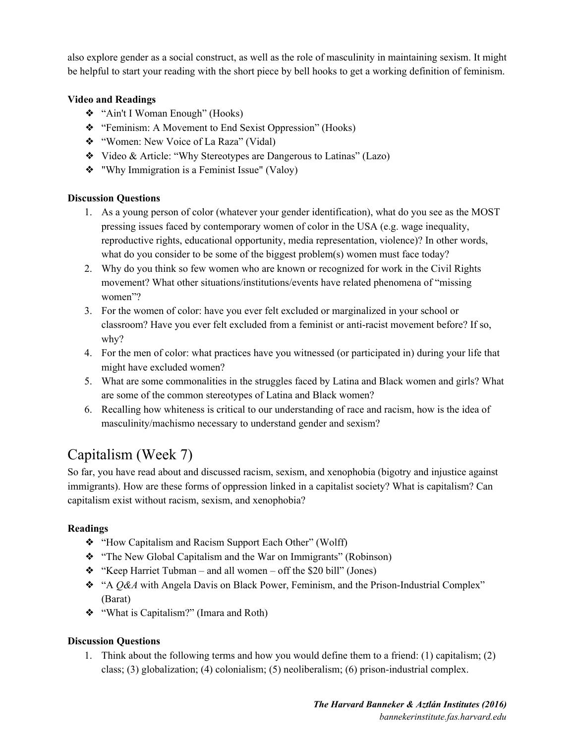also explore gender as a social construct, as well as the role of masculinity in maintaining sexism. It might be helpful to start your reading with the short piece by bell hooks to get a working definition of feminism.

**Video and Readings**

- "Ain't I Woman Enough" (Hooks)
- "Feminism: A Movement to End Sexist Oppression" (Hooks)
- "Women: New Voice of La Raza" (Vidal)
- Video & Article: "Why Stereotypes are Dangerous to Latinas" (Lazo)
- "Why Immigration is a Feminist Issue" (Valoy)

**Discussion Questions**

1. As a young person of color (whatever your gender identification), what do you see as the MOST pressing issues faced by contemporary women of color in the USA (e.g. wage inequality, reproductive rights, educational opportunity, media representation, violence)? In other words, what do you consider to be some of the biggest problem(s) women must face today?
2. Why do you think so few women who are known or recognized for work in the Civil Rights movement? What other situations/institutions/events have related phenomena of "missing women"?
3. For the women of color: have you ever felt excluded or marginalized in your school or classroom? Have you ever felt excluded from a feminist or anti-racist movement before? If so, why?
4. For the men of color: what practices have you witnessed (or participated in) during your life that might have excluded women?
5. What are some commonalities in the struggles faced by Latina and Black women and girls? What are some of the common stereotypes of Latina and Black women?
6. Recalling how whiteness is critical to our understanding of race and racism, how is the idea of masculinity/machismo necessary to understand gender and sexism?

## Capitalism (Week 7)

So far, you have read about and discussed racism, sexism, and xenophobia (bigotry and injustice against immigrants). How are these forms of oppression linked in a capitalist society? What is capitalism? Can capitalism exist without racism, sexism, and xenophobia?

**Readings**

- "How Capitalism and Racism Support Each Other" (Wolff)
- "The New Global Capitalism and the War on Immigrants" (Robinson)
- "Keep Harriet Tubman – and all women – off the $20 bill" (Jones)
- "A *Q&A* with Angela Davis on Black Power, Feminism, and the Prison-Industrial Complex" (Barat)
- "What is Capitalism?" (Imara and Roth)

**Discussion Questions**

1. Think about the following terms and how you would define them to a friend: (1) capitalism; (2) class; (3) globalization; (4) colonialism; (5) neoliberalism; (6) prison-industrial complex.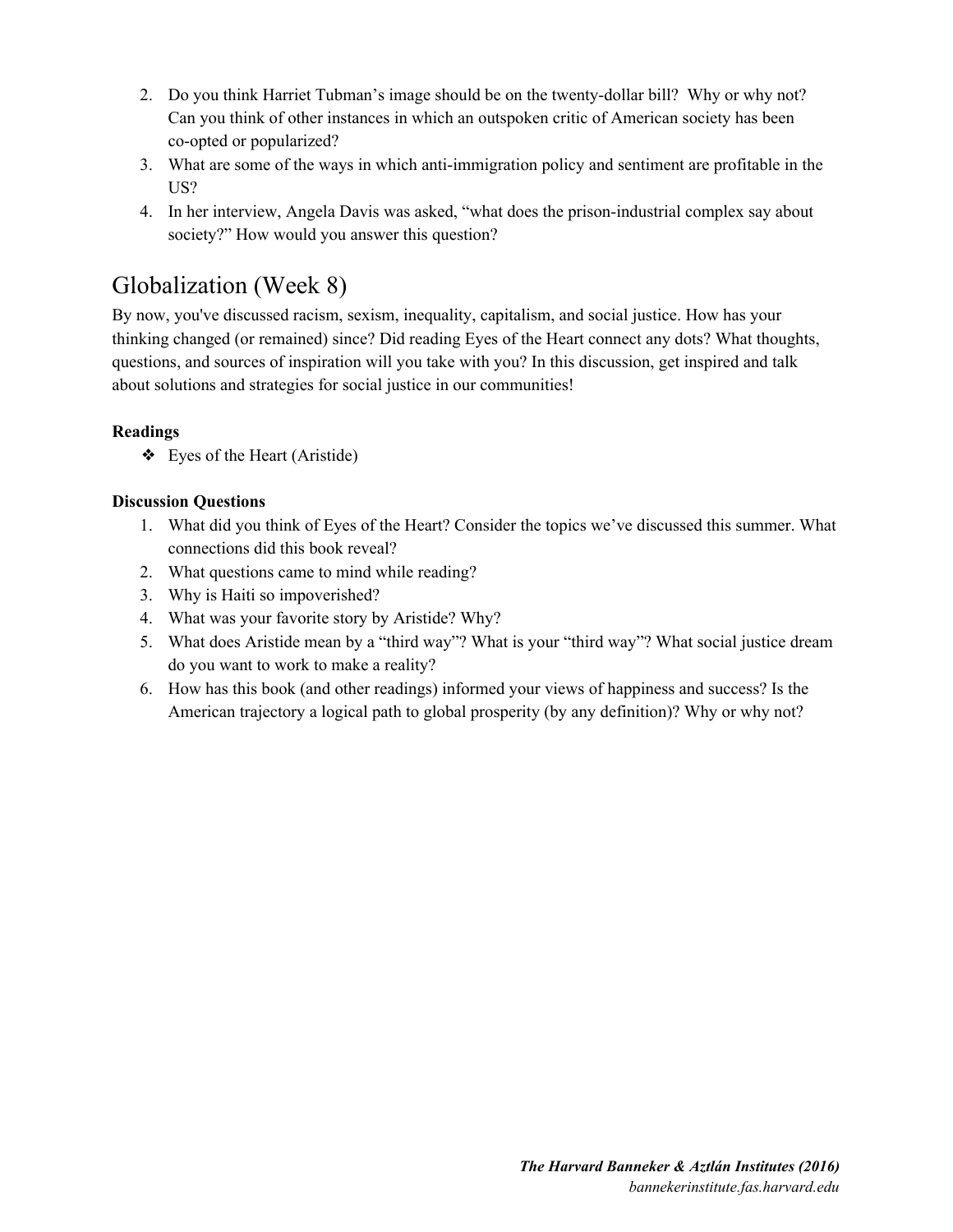2. Do you think Harriet Tubman's image should be on the twenty-dollar bill? Why or why not? Can you think of other instances in which an outspoken critic of American society has been co-opted or popularized?
3. What are some of the ways in which anti-immigration policy and sentiment are profitable in the US?
4. In her interview, Angela Davis was asked, "what does the prison-industrial complex say about society?" How would you answer this question?

## Globalization (Week 8)

By now, you've discussed racism, sexism, inequality, capitalism, and social justice. How has your thinking changed (or remained) since? Did reading Eyes of the Heart connect any dots? What thoughts, questions, and sources of inspiration will you take with you? In this discussion, get inspired and talk about solutions and strategies for social justice in our communities!

**Readings**

- Eyes of the Heart (Aristide)

**Discussion Questions**

1. What did you think of Eyes of the Heart? Consider the topics we've discussed this summer. What connections did this book reveal?
2. What questions came to mind while reading?
3. Why is Haiti so impoverished?
4. What was your favorite story by Aristide? Why?
5. What does Aristide mean by a "third way"? What is your "third way"? What social justice dream do you want to work to make a reality?
6. How has this book (and other readings) informed your views of happiness and success? Is the American trajectory a logical path to global prosperity (by any definition)? Why or why not?